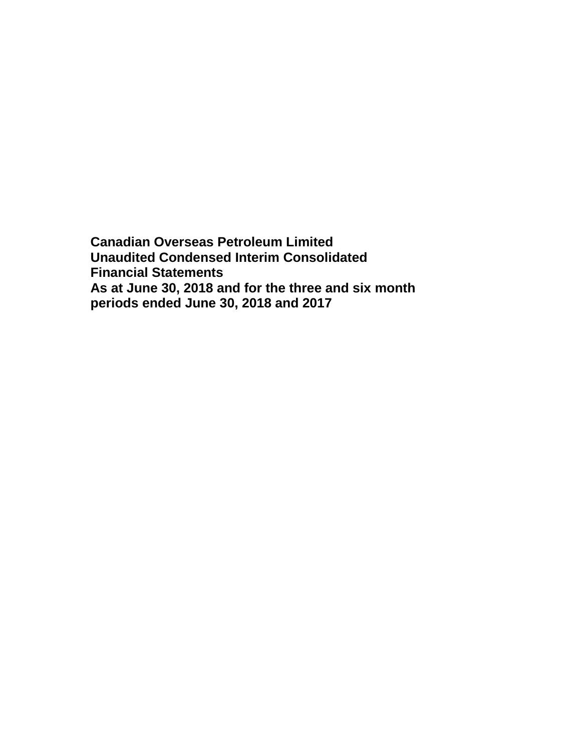**Canadian Overseas Petroleum Limited**
**Unaudited Condensed Interim Consolidated Financial Statements**
**As at June 30, 2018 and for the three and six month periods ended June 30, 2018 and 2017**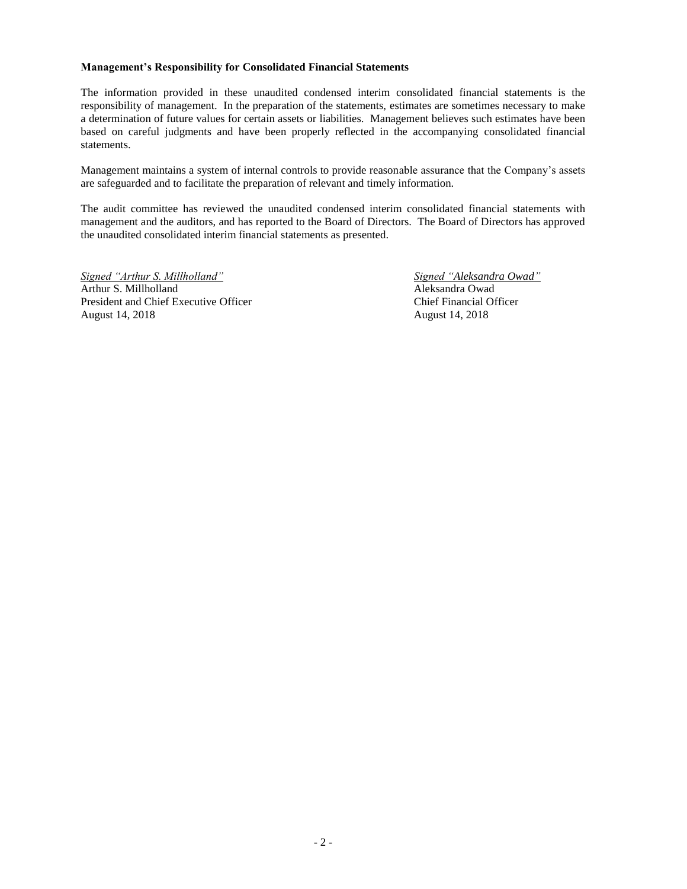**Management's Responsibility for Consolidated Financial Statements**

The information provided in these unaudited condensed interim consolidated financial statements is the responsibility of management. In the preparation of the statements, estimates are sometimes necessary to make a determination of future values for certain assets or liabilities. Management believes such estimates have been based on careful judgments and have been properly reflected in the accompanying consolidated financial statements.

Management maintains a system of internal controls to provide reasonable assurance that the Company's assets are safeguarded and to facilitate the preparation of relevant and timely information.

The audit committee has reviewed the unaudited condensed interim consolidated financial statements with management and the auditors, and has reported to the Board of Directors. The Board of Directors has approved the unaudited consolidated interim financial statements as presented.

*Signed "Arthur S. Millholland"*
Arthur S. Millholland
President and Chief Executive Officer
August 14, 2018

*Signed "Aleksandra Owad"*
Aleksandra Owad
Chief Financial Officer
August 14, 2018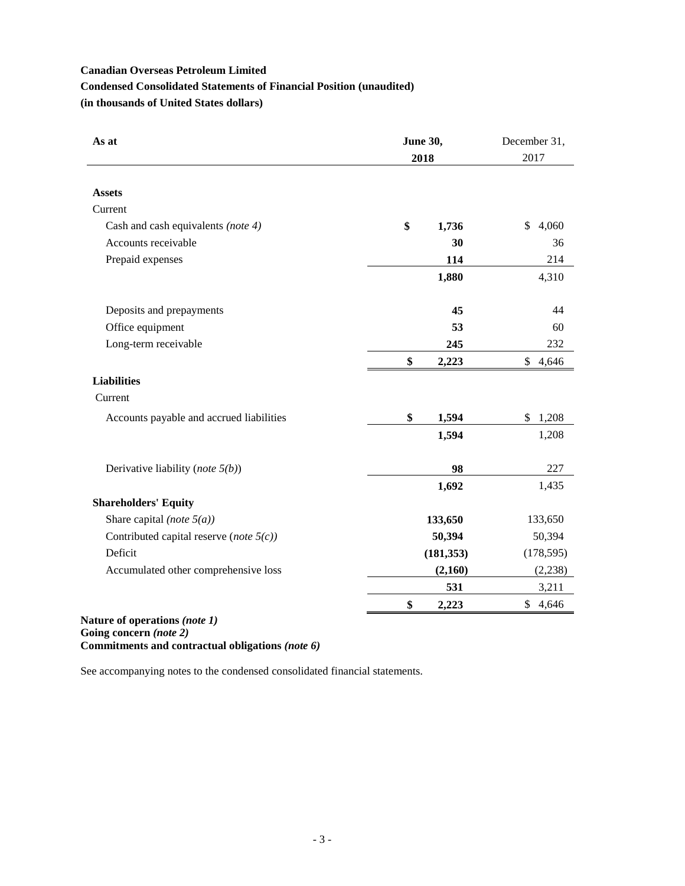**Canadian Overseas Petroleum Limited**

**Condensed Consolidated Statements of Financial Position (unaudited)**

**(in thousands of United States dollars)**

| As at | June 30, 2018 | December 31, 2017 |
|---|---|---|
| **Assets** | | |
| Current | | |
| Cash and cash equivalents *(note 4)* | **$ 1,736** | $ 4,060 |
| Accounts receivable | **30** | 36 |
| Prepaid expenses | **114** | 214 |
| | **1,880** | 4,310 |
| Deposits and prepayments | **45** | 44 |
| Office equipment | **53** | 60 |
| Long-term receivable | **245** | 232 |
| | **$ 2,223** | $ 4,646 |
| **Liabilities** | | |
| Current | | |
| Accounts payable and accrued liabilities | **$ 1,594** | $ 1,208 |
| | **1,594** | 1,208 |
| Derivative liability (*note 5(b)*) | **98** | 227 |
| | **1,692** | 1,435 |
| **Shareholders' Equity** | | |
| Share capital *(note 5(a))* | **133,650** | 133,650 |
| Contributed capital reserve (*note 5(c)*) | **50,394** | 50,394 |
| Deficit | **(181,353)** | (178,595) |
| Accumulated other comprehensive loss | **(2,160)** | (2,238) |
| | **531** | 3,211 |
| | **$ 2,223** | $ 4,646 |

**Nature of operations *(note 1)***
**Going concern *(note 2)***
**Commitments and contractual obligations *(note 6)***

See accompanying notes to the condensed consolidated financial statements.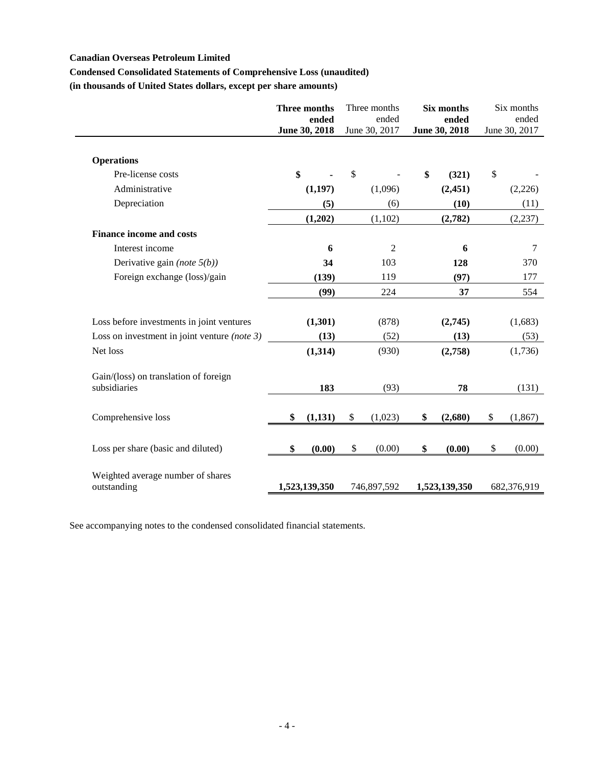**Canadian Overseas Petroleum Limited**

**Condensed Consolidated Statements of Comprehensive Loss (unaudited)**

**(in thousands of United States dollars, except per share amounts)**

| | **Three months ended June 30, 2018** | Three months ended June 30, 2017 | **Six months ended June 30, 2018** | Six months ended June 30, 2017 |
|---|---|---|---|---|
| **Operations** | | | | |
| Pre-license costs | **$ -** | $ - | **$ (321)** | $ - |
| Administrative | **(1,197)** | (1,096) | **(2,451)** | (2,226) |
| Depreciation | **(5)** | (6) | **(10)** | (11) |
| | **(1,202)** | (1,102) | **(2,782)** | (2,237) |
| **Finance income and costs** | | | | |
| Interest income | **6** | 2 | **6** | 7 |
| Derivative gain *(note 5(b))* | **34** | 103 | **128** | 370 |
| Foreign exchange (loss)/gain | **(139)** | 119 | **(97)** | 177 |
| | **(99)** | 224 | **37** | 554 |
| Loss before investments in joint ventures | **(1,301)** | (878) | **(2,745)** | (1,683) |
| Loss on investment in joint venture *(note 3)* | **(13)** | (52) | **(13)** | (53) |
| Net loss | **(1,314)** | (930) | **(2,758)** | (1,736) |
| Gain/(loss) on translation of foreign subsidiaries | **183** | (93) | **78** | (131) |
| Comprehensive loss | **$ (1,131)** | $ (1,023) | **$ (2,680)** | $ (1,867) |
| Loss per share (basic and diluted) | **$ (0.00)** | $ (0.00) | **$ (0.00)** | $ (0.00) |
| Weighted average number of shares outstanding | **1,523,139,350** | 746,897,592 | **1,523,139,350** | 682,376,919 |

See accompanying notes to the condensed consolidated financial statements.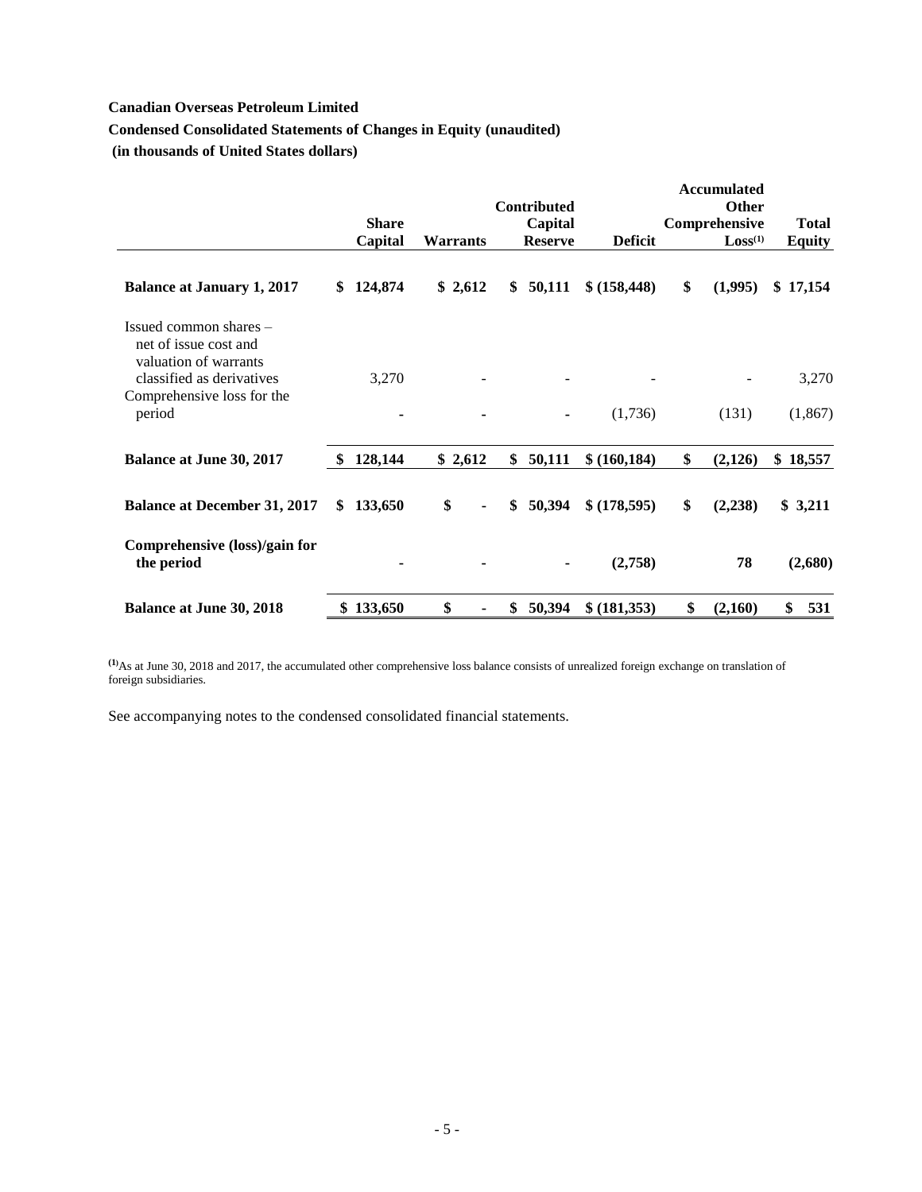**Canadian Overseas Petroleum Limited**

**Condensed Consolidated Statements of Changes in Equity (unaudited)**

**(in thousands of United States dollars)**

| | Share Capital | Warrants | Contributed Capital Reserve | Deficit | Accumulated Other Comprehensive Loss[(1)] | Total Equity |
|---|---|---|---|---|---|---|
| **Balance at January 1, 2017** | **$ 124,874** | **$ 2,612** | **$ 50,111** | **$ (158,448)** | **$ (1,995)** | **$ 17,154** |
| Issued common shares – net of issue cost and valuation of warrants classified as derivatives | 3,270 | - | - | - | - | 3,270 |
| Comprehensive loss for the period | - | - | - | (1,736) | (131) | (1,867) |
| **Balance at June 30, 2017** | **$ 128,144** | **$ 2,612** | **$ 50,111** | **$ (160,184)** | **$ (2,126)** | **$ 18,557** |
| **Balance at December 31, 2017** | **$ 133,650** | **$ -** | **$ 50,394** | **$ (178,595)** | **$ (2,238)** | **$ 3,211** |
| **Comprehensive (loss)/gain for the period** | **-** | **-** | **-** | **(2,758)** | **78** | **(2,680)** |
| **Balance at June 30, 2018** | **$ 133,650** | **$ -** | **$ 50,394** | **$ (181,353)** | **$ (2,160)** | **$ 531** |

[(1)]As at June 30, 2018 and 2017, the accumulated other comprehensive loss balance consists of unrealized foreign exchange on translation of foreign subsidiaries.

See accompanying notes to the condensed consolidated financial statements.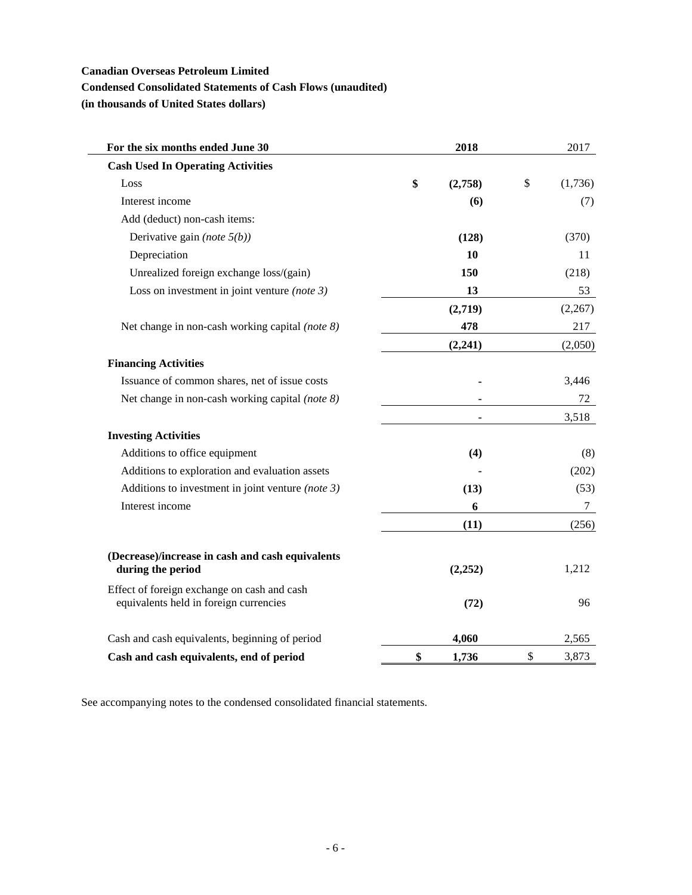**Canadian Overseas Petroleum Limited**

**Condensed Consolidated Statements of Cash Flows (unaudited)**

**(in thousands of United States dollars)**

| **For the six months ended June 30** | **2018** | 2017 |
|---|---|---|
| **Cash Used In Operating Activities** | | |
| Loss | **$ (2,758)** | $ (1,736) |
| Interest income | **(6)** | (7) |
| Add (deduct) non-cash items: | | |
| Derivative gain *(note 5(b))* | **(128)** | (370) |
| Depreciation | **10** | 11 |
| Unrealized foreign exchange loss/(gain) | **150** | (218) |
| Loss on investment in joint venture *(note 3)* | **13** | 53 |
| | **(2,719)** | (2,267) |
| Net change in non-cash working capital *(note 8)* | **478** | 217 |
| | **(2,241)** | (2,050) |
| **Financing Activities** | | |
| Issuance of common shares, net of issue costs | **-** | 3,446 |
| Net change in non-cash working capital *(note 8)* | **-** | 72 |
| | **-** | 3,518 |
| **Investing Activities** | | |
| Additions to office equipment | **(4)** | (8) |
| Additions to exploration and evaluation assets | **-** | (202) |
| Additions to investment in joint venture *(note 3)* | **(13)** | (53) |
| Interest income | **6** | 7 |
| | **(11)** | (256) |
| **(Decrease)/increase in cash and cash equivalents during the period** | **(2,252)** | 1,212 |
| Effect of foreign exchange on cash and cash equivalents held in foreign currencies | **(72)** | 96 |
| Cash and cash equivalents, beginning of period | **4,060** | 2,565 |
| **Cash and cash equivalents, end of period** | **$ 1,736** | $ 3,873 |

See accompanying notes to the condensed consolidated financial statements.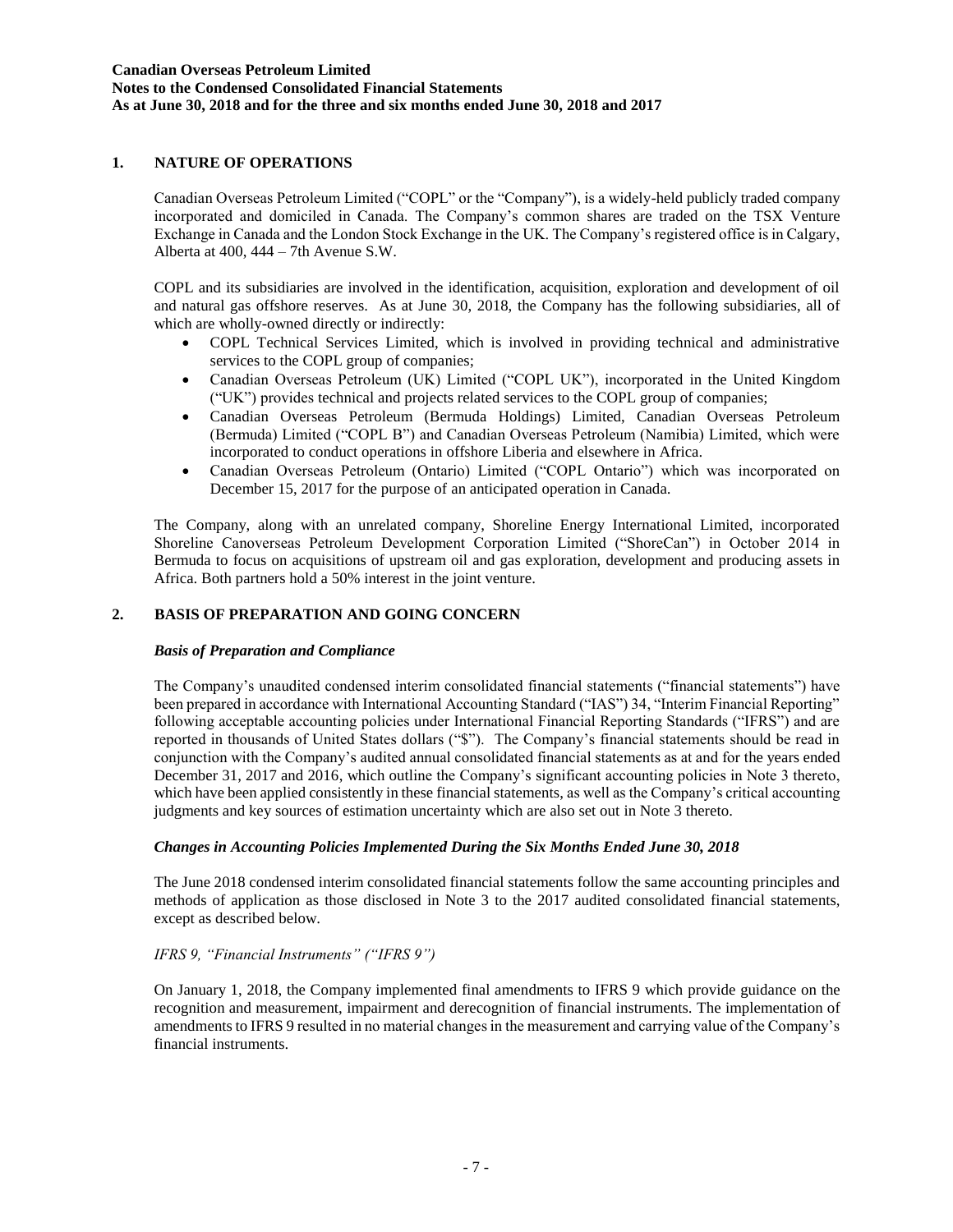## 1. NATURE OF OPERATIONS

Canadian Overseas Petroleum Limited ("COPL" or the "Company"), is a widely-held publicly traded company incorporated and domiciled in Canada. The Company's common shares are traded on the TSX Venture Exchange in Canada and the London Stock Exchange in the UK. The Company's registered office is in Calgary, Alberta at 400, 444 – 7th Avenue S.W.

COPL and its subsidiaries are involved in the identification, acquisition, exploration and development of oil and natural gas offshore reserves. As at June 30, 2018, the Company has the following subsidiaries, all of which are wholly-owned directly or indirectly:

- COPL Technical Services Limited, which is involved in providing technical and administrative services to the COPL group of companies;
- Canadian Overseas Petroleum (UK) Limited ("COPL UK"), incorporated in the United Kingdom ("UK") provides technical and projects related services to the COPL group of companies;
- Canadian Overseas Petroleum (Bermuda Holdings) Limited, Canadian Overseas Petroleum (Bermuda) Limited ("COPL B") and Canadian Overseas Petroleum (Namibia) Limited, which were incorporated to conduct operations in offshore Liberia and elsewhere in Africa.
- Canadian Overseas Petroleum (Ontario) Limited ("COPL Ontario") which was incorporated on December 15, 2017 for the purpose of an anticipated operation in Canada.

The Company, along with an unrelated company, Shoreline Energy International Limited, incorporated Shoreline Canoverseas Petroleum Development Corporation Limited ("ShoreCan") in October 2014 in Bermuda to focus on acquisitions of upstream oil and gas exploration, development and producing assets in Africa. Both partners hold a 50% interest in the joint venture.

## 2. BASIS OF PREPARATION AND GOING CONCERN

### *Basis of Preparation and Compliance*

The Company's unaudited condensed interim consolidated financial statements ("financial statements") have been prepared in accordance with International Accounting Standard ("IAS") 34, "Interim Financial Reporting" following acceptable accounting policies under International Financial Reporting Standards ("IFRS") and are reported in thousands of United States dollars ("$"). The Company's financial statements should be read in conjunction with the Company's audited annual consolidated financial statements as at and for the years ended December 31, 2017 and 2016, which outline the Company's significant accounting policies in Note 3 thereto, which have been applied consistently in these financial statements, as well as the Company's critical accounting judgments and key sources of estimation uncertainty which are also set out in Note 3 thereto.

### *Changes in Accounting Policies Implemented During the Six Months Ended June 30, 2018*

The June 2018 condensed interim consolidated financial statements follow the same accounting principles and methods of application as those disclosed in Note 3 to the 2017 audited consolidated financial statements, except as described below.

*IFRS 9, "Financial Instruments" ("IFRS 9")*

On January 1, 2018, the Company implemented final amendments to IFRS 9 which provide guidance on the recognition and measurement, impairment and derecognition of financial instruments. The implementation of amendments to IFRS 9 resulted in no material changes in the measurement and carrying value of the Company's financial instruments.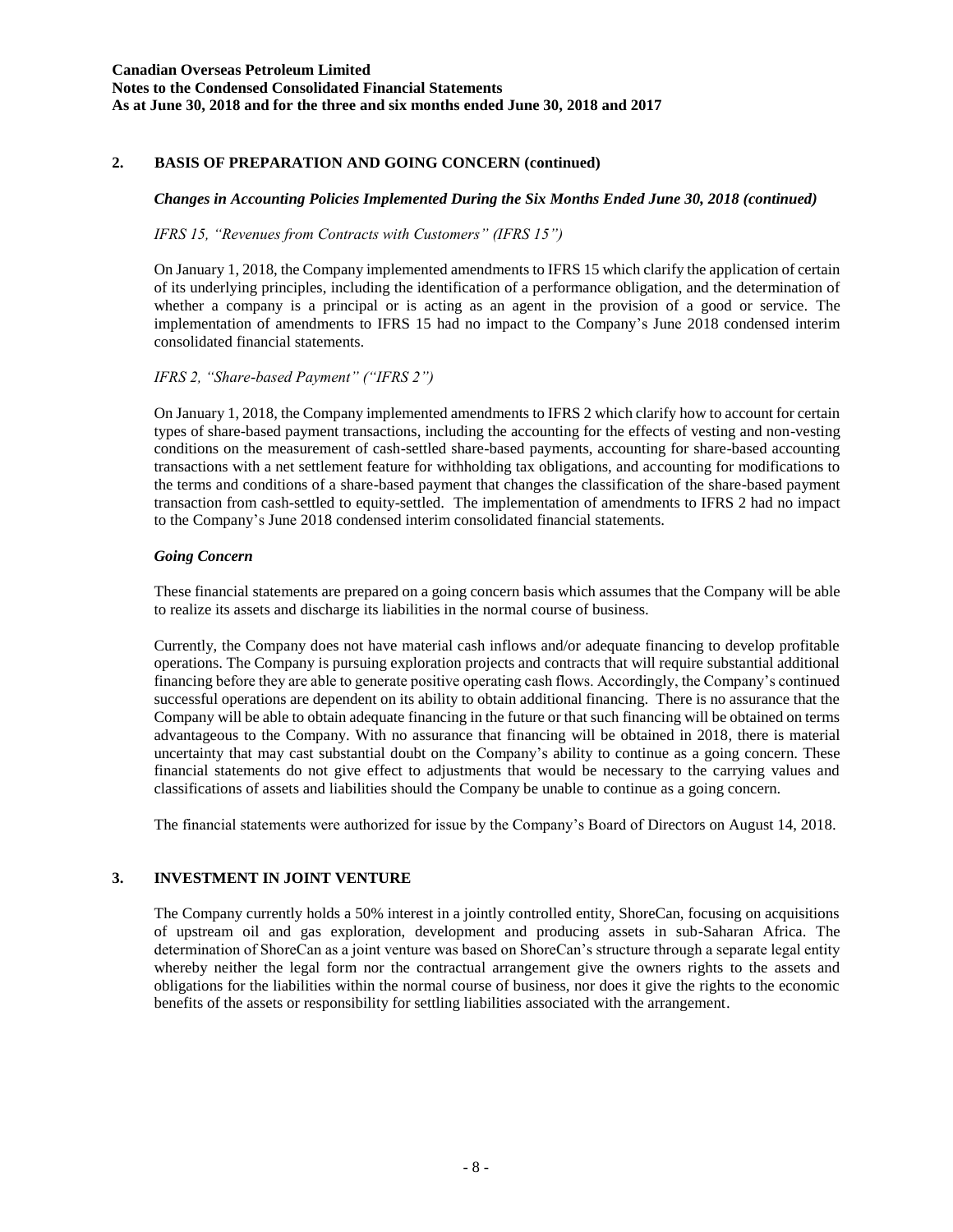## 2. BASIS OF PREPARATION AND GOING CONCERN (continued)

### *Changes in Accounting Policies Implemented During the Six Months Ended June 30, 2018 (continued)*

*IFRS 15, "Revenues from Contracts with Customers" (IFRS 15")*

On January 1, 2018, the Company implemented amendments to IFRS 15 which clarify the application of certain of its underlying principles, including the identification of a performance obligation, and the determination of whether a company is a principal or is acting as an agent in the provision of a good or service. The implementation of amendments to IFRS 15 had no impact to the Company's June 2018 condensed interim consolidated financial statements.

*IFRS 2, "Share-based Payment" ("IFRS 2")*

On January 1, 2018, the Company implemented amendments to IFRS 2 which clarify how to account for certain types of share-based payment transactions, including the accounting for the effects of vesting and non-vesting conditions on the measurement of cash-settled share-based payments, accounting for share-based accounting transactions with a net settlement feature for withholding tax obligations, and accounting for modifications to the terms and conditions of a share-based payment that changes the classification of the share-based payment transaction from cash-settled to equity-settled. The implementation of amendments to IFRS 2 had no impact to the Company's June 2018 condensed interim consolidated financial statements.

### *Going Concern*

These financial statements are prepared on a going concern basis which assumes that the Company will be able to realize its assets and discharge its liabilities in the normal course of business.

Currently, the Company does not have material cash inflows and/or adequate financing to develop profitable operations. The Company is pursuing exploration projects and contracts that will require substantial additional financing before they are able to generate positive operating cash flows. Accordingly, the Company's continued successful operations are dependent on its ability to obtain additional financing. There is no assurance that the Company will be able to obtain adequate financing in the future or that such financing will be obtained on terms advantageous to the Company. With no assurance that financing will be obtained in 2018, there is material uncertainty that may cast substantial doubt on the Company's ability to continue as a going concern. These financial statements do not give effect to adjustments that would be necessary to the carrying values and classifications of assets and liabilities should the Company be unable to continue as a going concern.

The financial statements were authorized for issue by the Company's Board of Directors on August 14, 2018.

## 3. INVESTMENT IN JOINT VENTURE

The Company currently holds a 50% interest in a jointly controlled entity, ShoreCan, focusing on acquisitions of upstream oil and gas exploration, development and producing assets in sub-Saharan Africa. The determination of ShoreCan as a joint venture was based on ShoreCan's structure through a separate legal entity whereby neither the legal form nor the contractual arrangement give the owners rights to the assets and obligations for the liabilities within the normal course of business, nor does it give the rights to the economic benefits of the assets or responsibility for settling liabilities associated with the arrangement.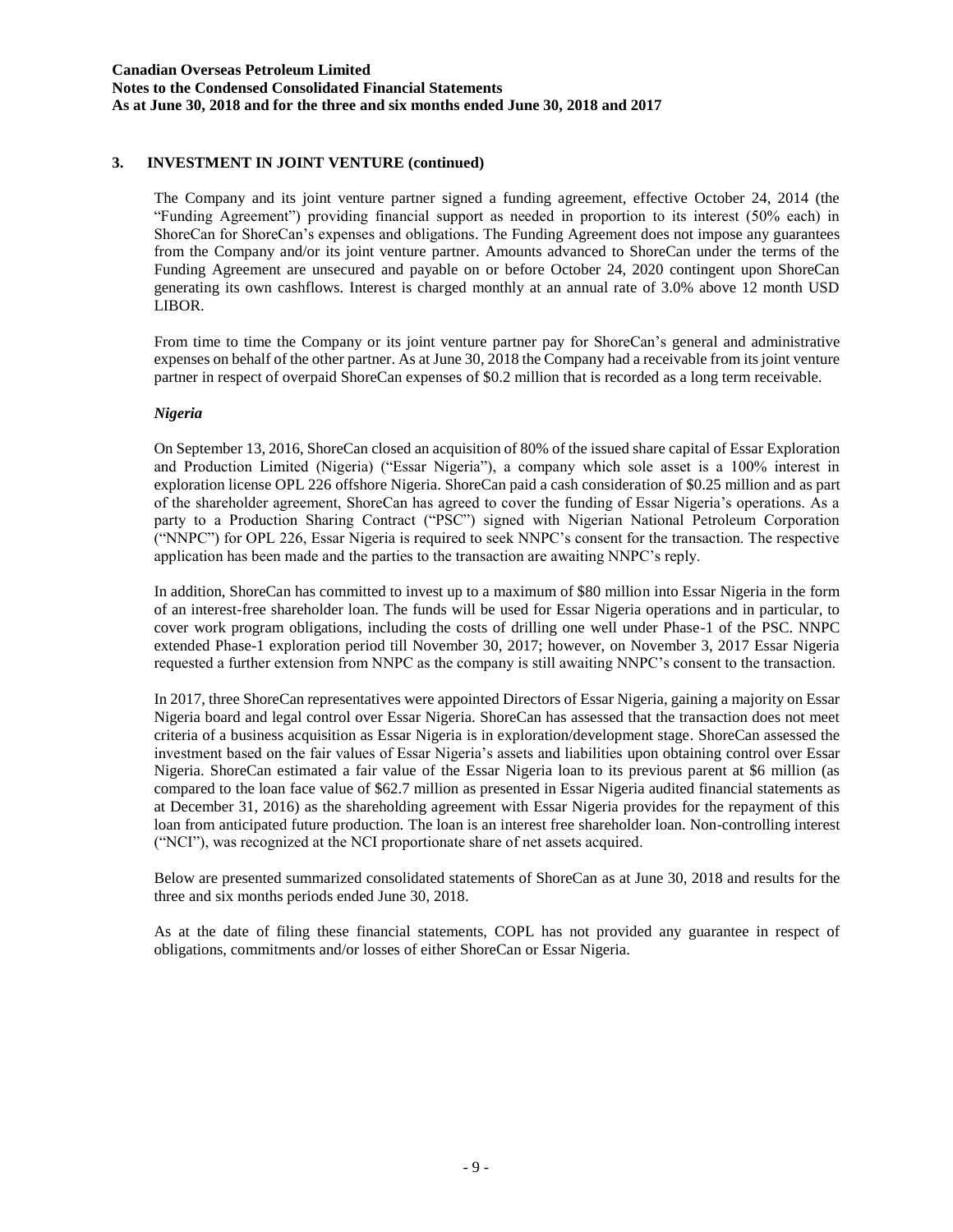## 3. INVESTMENT IN JOINT VENTURE (continued)

The Company and its joint venture partner signed a funding agreement, effective October 24, 2014 (the "Funding Agreement") providing financial support as needed in proportion to its interest (50% each) in ShoreCan for ShoreCan's expenses and obligations. The Funding Agreement does not impose any guarantees from the Company and/or its joint venture partner. Amounts advanced to ShoreCan under the terms of the Funding Agreement are unsecured and payable on or before October 24, 2020 contingent upon ShoreCan generating its own cashflows. Interest is charged monthly at an annual rate of 3.0% above 12 month USD LIBOR.

From time to time the Company or its joint venture partner pay for ShoreCan's general and administrative expenses on behalf of the other partner. As at June 30, 2018 the Company had a receivable from its joint venture partner in respect of overpaid ShoreCan expenses of $0.2 million that is recorded as a long term receivable.

### *Nigeria*

On September 13, 2016, ShoreCan closed an acquisition of 80% of the issued share capital of Essar Exploration and Production Limited (Nigeria) ("Essar Nigeria"), a company which sole asset is a 100% interest in exploration license OPL 226 offshore Nigeria. ShoreCan paid a cash consideration of $0.25 million and as part of the shareholder agreement, ShoreCan has agreed to cover the funding of Essar Nigeria's operations. As a party to a Production Sharing Contract ("PSC") signed with Nigerian National Petroleum Corporation ("NNPC") for OPL 226, Essar Nigeria is required to seek NNPC's consent for the transaction. The respective application has been made and the parties to the transaction are awaiting NNPC's reply.

In addition, ShoreCan has committed to invest up to a maximum of $80 million into Essar Nigeria in the form of an interest-free shareholder loan. The funds will be used for Essar Nigeria operations and in particular, to cover work program obligations, including the costs of drilling one well under Phase-1 of the PSC. NNPC extended Phase-1 exploration period till November 30, 2017; however, on November 3, 2017 Essar Nigeria requested a further extension from NNPC as the company is still awaiting NNPC's consent to the transaction.

In 2017, three ShoreCan representatives were appointed Directors of Essar Nigeria, gaining a majority on Essar Nigeria board and legal control over Essar Nigeria. ShoreCan has assessed that the transaction does not meet criteria of a business acquisition as Essar Nigeria is in exploration/development stage. ShoreCan assessed the investment based on the fair values of Essar Nigeria's assets and liabilities upon obtaining control over Essar Nigeria. ShoreCan estimated a fair value of the Essar Nigeria loan to its previous parent at $6 million (as compared to the loan face value of $62.7 million as presented in Essar Nigeria audited financial statements as at December 31, 2016) as the shareholding agreement with Essar Nigeria provides for the repayment of this loan from anticipated future production. The loan is an interest free shareholder loan. Non-controlling interest ("NCI"), was recognized at the NCI proportionate share of net assets acquired.

Below are presented summarized consolidated statements of ShoreCan as at June 30, 2018 and results for the three and six months periods ended June 30, 2018.

As at the date of filing these financial statements, COPL has not provided any guarantee in respect of obligations, commitments and/or losses of either ShoreCan or Essar Nigeria.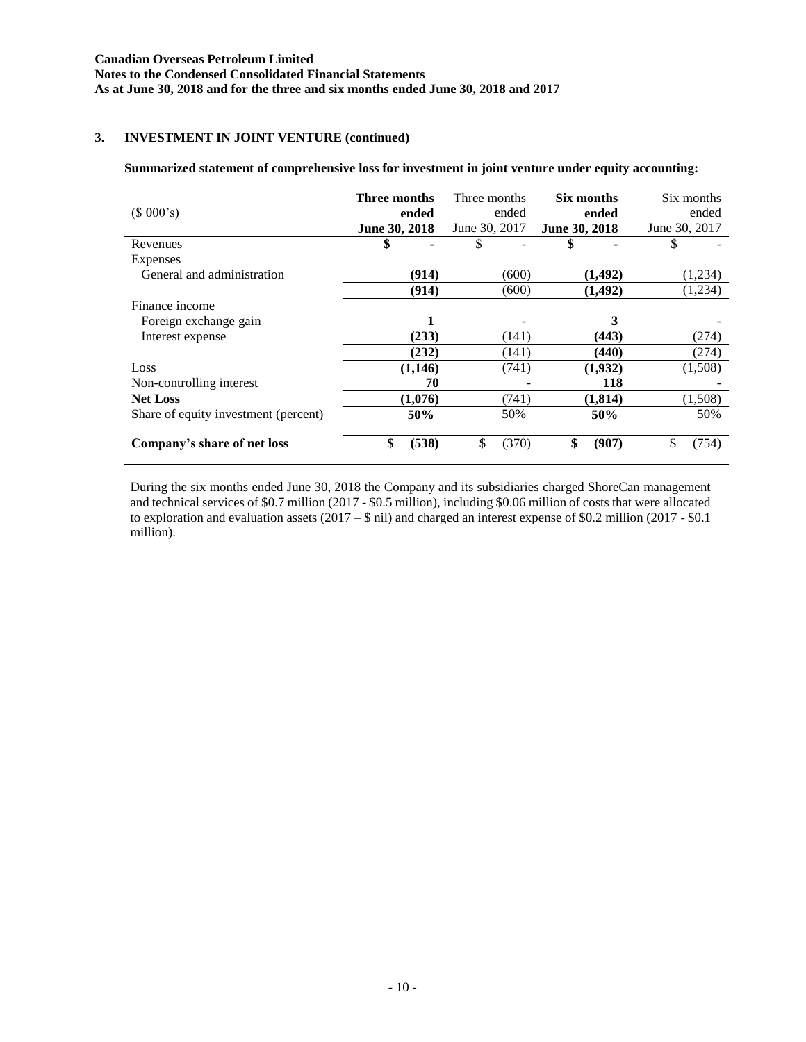**Canadian Overseas Petroleum Limited**
**Notes to the Condensed Consolidated Financial Statements**
**As at June 30, 2018 and for the three and six months ended June 30, 2018 and 2017**

## 3. INVESTMENT IN JOINT VENTURE (continued)

**Summarized statement of comprehensive loss for investment in joint venture under equity accounting:**

| ($ 000's) | **Three months ended June 30, 2018** | Three months ended June 30, 2017 | **Six months ended June 30, 2018** | Six months ended June 30, 2017 |
|---|---|---|---|---|
| Revenues | **$ -** | $ - | **$ -** | $ - |
| Expenses | | | | |
| General and administration | **(914)** | (600) | **(1,492)** | (1,234) |
| | **(914)** | (600) | **(1,492)** | (1,234) |
| Finance income | | | | |
| Foreign exchange gain | **1** | - | **3** | - |
| Interest expense | **(233)** | (141) | **(443)** | (274) |
| | **(232)** | (141) | **(440)** | (274) |
| Loss | **(1,146)** | (741) | **(1,932)** | (1,508) |
| Non-controlling interest | **70** | - | **118** | - |
| **Net Loss** | **(1,076)** | (741) | **(1,814)** | (1,508) |
| Share of equity investment (percent) | **50%** | 50% | **50%** | 50% |
| **Company's share of net loss** | **$ (538)** | $ (370) | **$ (907)** | $ (754) |

During the six months ended June 30, 2018 the Company and its subsidiaries charged ShoreCan management and technical services of $0.7 million (2017 - $0.5 million), including $0.06 million of costs that were allocated to exploration and evaluation assets (2017 – $ nil) and charged an interest expense of $0.2 million (2017 - $0.1 million).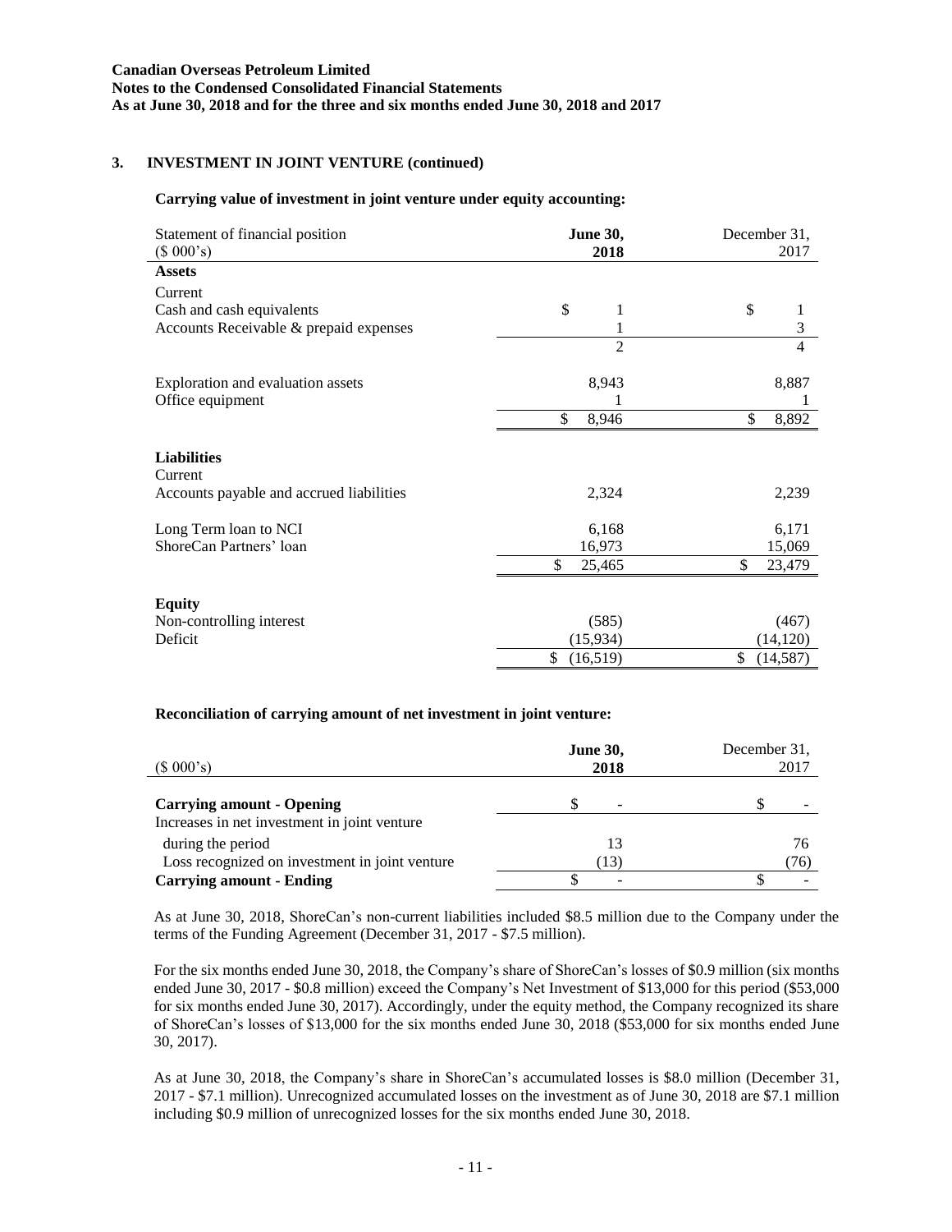## 3. INVESTMENT IN JOINT VENTURE (continued)

**Carrying value of investment in joint venture under equity accounting:**

| Statement of financial position ($ 000's) | **June 30, 2018** | December 31, 2017 |
|---|---|---|
| **Assets** | | |
| Current | | |
| Cash and cash equivalents | $ 1 | $ 1 |
| Accounts Receivable & prepaid expenses | 1 | 3 |
| | 2 | 4 |
| Exploration and evaluation assets | 8,943 | 8,887 |
| Office equipment | 1 | 1 |
| | $ 8,946 | $ 8,892 |
| **Liabilities** | | |
| Current | | |
| Accounts payable and accrued liabilities | 2,324 | 2,239 |
| Long Term loan to NCI | 6,168 | 6,171 |
| ShoreCan Partners' loan | 16,973 | 15,069 |
| | $ 25,465 | $ 23,479 |
| **Equity** | | |
| Non-controlling interest | (585) | (467) |
| Deficit | (15,934) | (14,120) |
| | $ (16,519) | $ (14,587) |

**Reconciliation of carrying amount of net investment in joint venture:**

| ($ 000's) | **June 30, 2018** | December 31, 2017 |
|---|---|---|
| **Carrying amount - Opening** | $ - | $ - |
| Increases in net investment in joint venture during the period | 13 | 76 |
| Loss recognized on investment in joint venture | (13) | (76) |
| **Carrying amount - Ending** | $ - | $ - |

As at June 30, 2018, ShoreCan's non-current liabilities included $8.5 million due to the Company under the terms of the Funding Agreement (December 31, 2017 - $7.5 million).

For the six months ended June 30, 2018, the Company's share of ShoreCan's losses of $0.9 million (six months ended June 30, 2017 - $0.8 million) exceed the Company's Net Investment of $13,000 for this period ($53,000 for six months ended June 30, 2017). Accordingly, under the equity method, the Company recognized its share of ShoreCan's losses of $13,000 for the six months ended June 30, 2018 ($53,000 for six months ended June 30, 2017).

As at June 30, 2018, the Company's share in ShoreCan's accumulated losses is $8.0 million (December 31, 2017 - $7.1 million). Unrecognized accumulated losses on the investment as of June 30, 2018 are $7.1 million including $0.9 million of unrecognized losses for the six months ended June 30, 2018.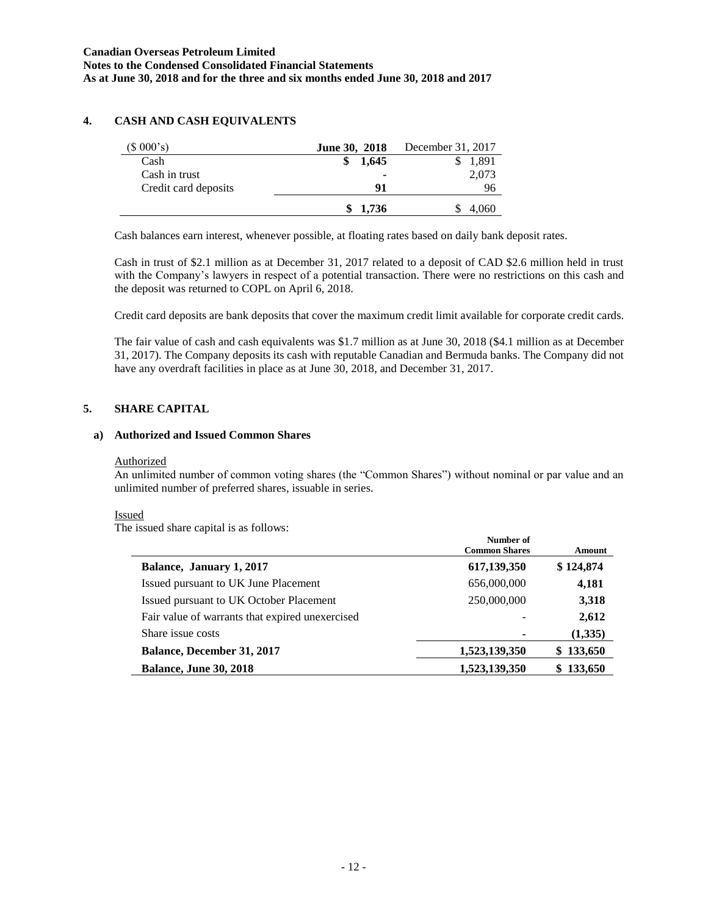## 4. CASH AND CASH EQUIVALENTS

| ($ 000's) | **June 30, 2018** | December 31, 2017 |
|---|---|---|
| Cash | **$ 1,645** | $ 1,891 |
| Cash in trust | **-** | 2,073 |
| Credit card deposits | **91** | 96 |
| | **$ 1,736** | $ 4,060 |

Cash balances earn interest, whenever possible, at floating rates based on daily bank deposit rates.

Cash in trust of $2.1 million as at December 31, 2017 related to a deposit of CAD $2.6 million held in trust with the Company's lawyers in respect of a potential transaction. There were no restrictions on this cash and the deposit was returned to COPL on April 6, 2018.

Credit card deposits are bank deposits that cover the maximum credit limit available for corporate credit cards.

The fair value of cash and cash equivalents was $1.7 million as at June 30, 2018 ($4.1 million as at December 31, 2017). The Company deposits its cash with reputable Canadian and Bermuda banks. The Company did not have any overdraft facilities in place as at June 30, 2018, and December 31, 2017.

## 5. SHARE CAPITAL

### a) Authorized and Issued Common Shares

Authorized

An unlimited number of common voting shares (the "Common Shares") without nominal or par value and an unlimited number of preferred shares, issuable in series.

Issued

The issued share capital is as follows:

| | Number of Common Shares | Amount |
|---|---|---|
| **Balance, January 1, 2017** | **617,139,350** | **$ 124,874** |
| Issued pursuant to UK June Placement | 656,000,000 | **4,181** |
| Issued pursuant to UK October Placement | 250,000,000 | **3,318** |
| Fair value of warrants that expired unexercised | - | **2,612** |
| Share issue costs | - | **(1,335)** |
| **Balance, December 31, 2017** | **1,523,139,350** | **$ 133,650** |
| **Balance, June 30, 2018** | **1,523,139,350** | **$ 133,650** |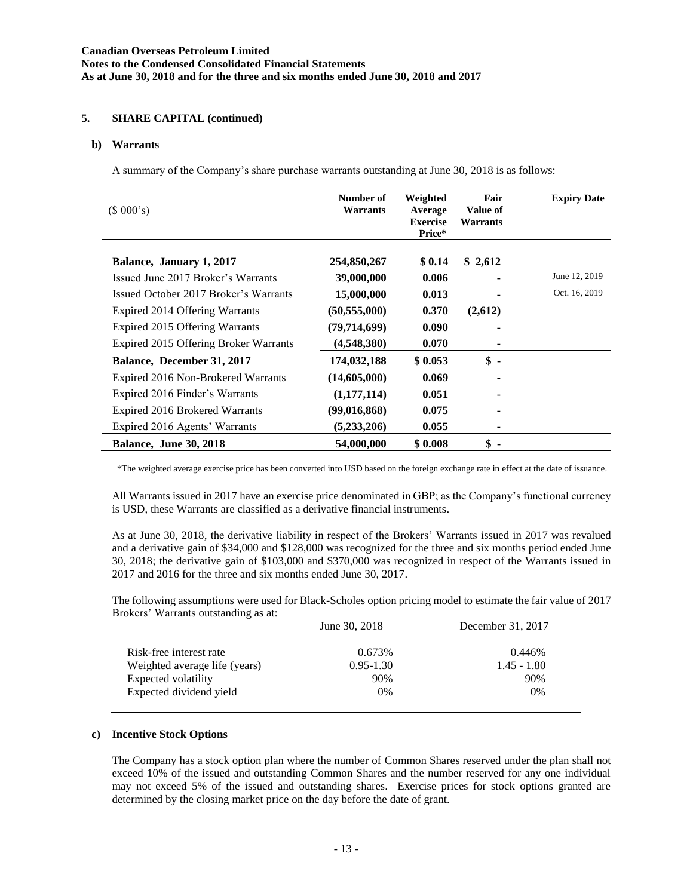## 5. SHARE CAPITAL (continued)

### b) Warrants

A summary of the Company's share purchase warrants outstanding at June 30, 2018 is as follows:

| ($ 000's) | Number of Warrants | Weighted Average Exercise Price* | Fair Value of Warrants | Expiry Date |
|---|---|---|---|---|
| **Balance, January 1, 2017** | **254,850,267** | **$ 0.14** | **$ 2,612** | |
| Issued June 2017 Broker's Warrants | **39,000,000** | **0.006** | **-** | June 12, 2019 |
| Issued October 2017 Broker's Warrants | **15,000,000** | **0.013** | **-** | Oct. 16, 2019 |
| Expired 2014 Offering Warrants | **(50,555,000)** | **0.370** | **(2,612)** | |
| Expired 2015 Offering Warrants | **(79,714,699)** | **0.090** | **-** | |
| Expired 2015 Offering Broker Warrants | **(4,548,380)** | **0.070** | **-** | |
| **Balance, December 31, 2017** | **174,032,188** | **$ 0.053** | **$ -** | |
| Expired 2016 Non-Brokered Warrants | **(14,605,000)** | **0.069** | **-** | |
| Expired 2016 Finder's Warrants | **(1,177,114)** | **0.051** | **-** | |
| Expired 2016 Brokered Warrants | **(99,016,868)** | **0.075** | **-** | |
| Expired 2016 Agents' Warrants | **(5,233,206)** | **0.055** | **-** | |
| **Balance, June 30, 2018** | **54,000,000** | **$ 0.008** | **$ -** | |

*The weighted average exercise price has been converted into USD based on the foreign exchange rate in effect at the date of issuance.

All Warrants issued in 2017 have an exercise price denominated in GBP; as the Company's functional currency is USD, these Warrants are classified as a derivative financial instruments.

As at June 30, 2018, the derivative liability in respect of the Brokers' Warrants issued in 2017 was revalued and a derivative gain of $34,000 and $128,000 was recognized for the three and six months period ended June 30, 2018; the derivative gain of $103,000 and $370,000 was recognized in respect of the Warrants issued in 2017 and 2016 for the three and six months ended June 30, 2017.

The following assumptions were used for Black-Scholes option pricing model to estimate the fair value of 2017 Brokers' Warrants outstanding as at:

| | June 30, 2018 | December 31, 2017 |
|---|---|---|
| Risk-free interest rate | 0.673% | 0.446% |
| Weighted average life (years) | 0.95-1.30 | 1.45 - 1.80 |
| Expected volatility | 90% | 90% |
| Expected dividend yield | 0% | 0% |

### c) Incentive Stock Options

The Company has a stock option plan where the number of Common Shares reserved under the plan shall not exceed 10% of the issued and outstanding Common Shares and the number reserved for any one individual may not exceed 5% of the issued and outstanding shares. Exercise prices for stock options granted are determined by the closing market price on the day before the date of grant.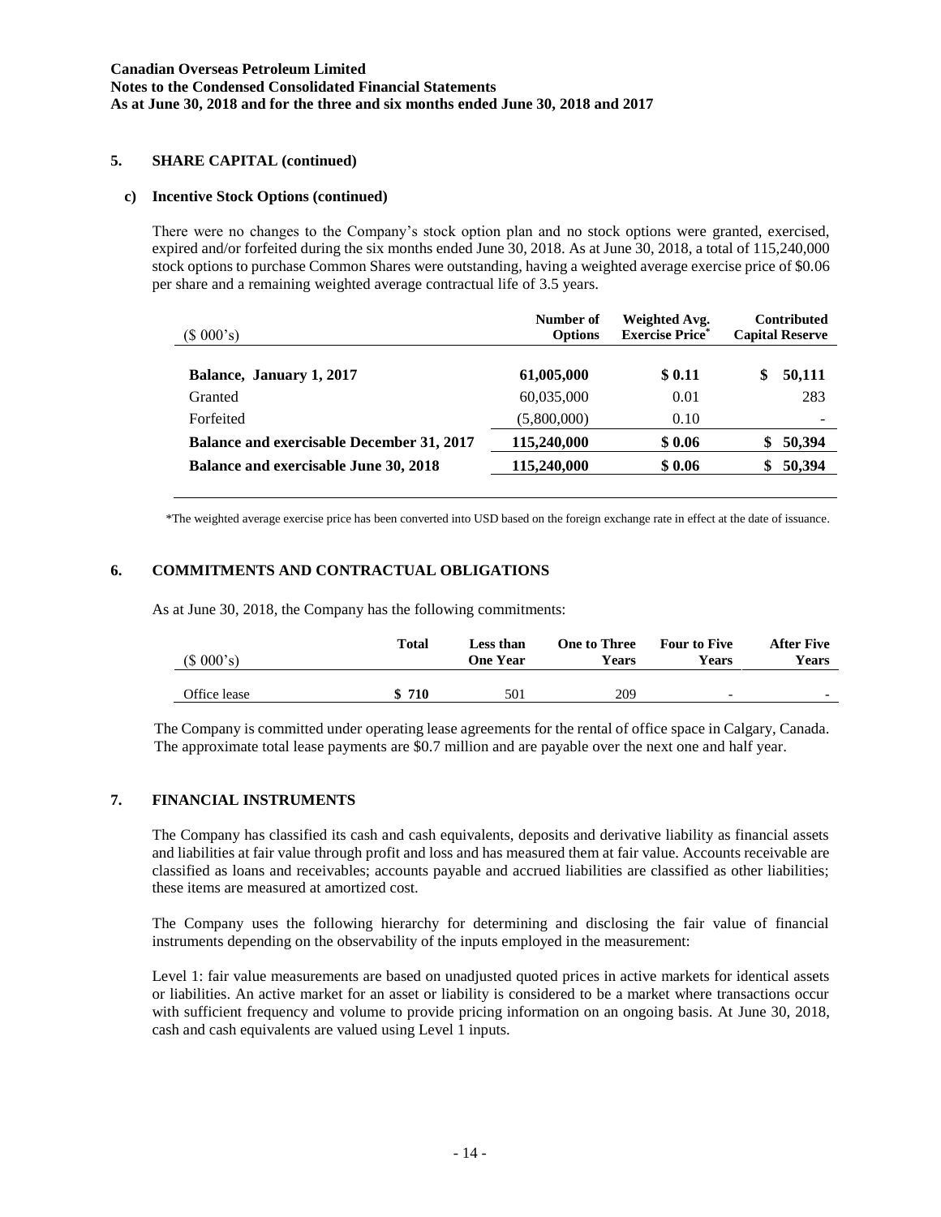## 5. SHARE CAPITAL (continued)

### c) Incentive Stock Options (continued)

There were no changes to the Company's stock option plan and no stock options were granted, exercised, expired and/or forfeited during the six months ended June 30, 2018. As at June 30, 2018, a total of 115,240,000 stock options to purchase Common Shares were outstanding, having a weighted average exercise price of $0.06 per share and a remaining weighted average contractual life of 3.5 years.

| ($ 000's) | Number of Options | Weighted Avg. Exercise Price* | Contributed Capital Reserve |
|---|---|---|---|
| **Balance, January 1, 2017** | **61,005,000** | **$ 0.11** | **$ 50,111** |
| Granted | 60,035,000 | 0.01 | 283 |
| Forfeited | (5,800,000) | 0.10 | - |
| **Balance and exercisable December 31, 2017** | **115,240,000** | **$ 0.06** | **$ 50,394** |
| **Balance and exercisable June 30, 2018** | **115,240,000** | **$ 0.06** | **$ 50,394** |

*The weighted average exercise price has been converted into USD based on the foreign exchange rate in effect at the date of issuance.

## 6. COMMITMENTS AND CONTRACTUAL OBLIGATIONS

As at June 30, 2018, the Company has the following commitments:

| ($ 000's) | Total | Less than One Year | One to Three Years | Four to Five Years | After Five Years |
|---|---|---|---|---|---|
| Office lease | **$ 710** | 501 | 209 | - | - |

The Company is committed under operating lease agreements for the rental of office space in Calgary, Canada. The approximate total lease payments are $0.7 million and are payable over the next one and half year.

## 7. FINANCIAL INSTRUMENTS

The Company has classified its cash and cash equivalents, deposits and derivative liability as financial assets and liabilities at fair value through profit and loss and has measured them at fair value. Accounts receivable are classified as loans and receivables; accounts payable and accrued liabilities are classified as other liabilities; these items are measured at amortized cost.

The Company uses the following hierarchy for determining and disclosing the fair value of financial instruments depending on the observability of the inputs employed in the measurement:

Level 1: fair value measurements are based on unadjusted quoted prices in active markets for identical assets or liabilities. An active market for an asset or liability is considered to be a market where transactions occur with sufficient frequency and volume to provide pricing information on an ongoing basis. At June 30, 2018, cash and cash equivalents are valued using Level 1 inputs.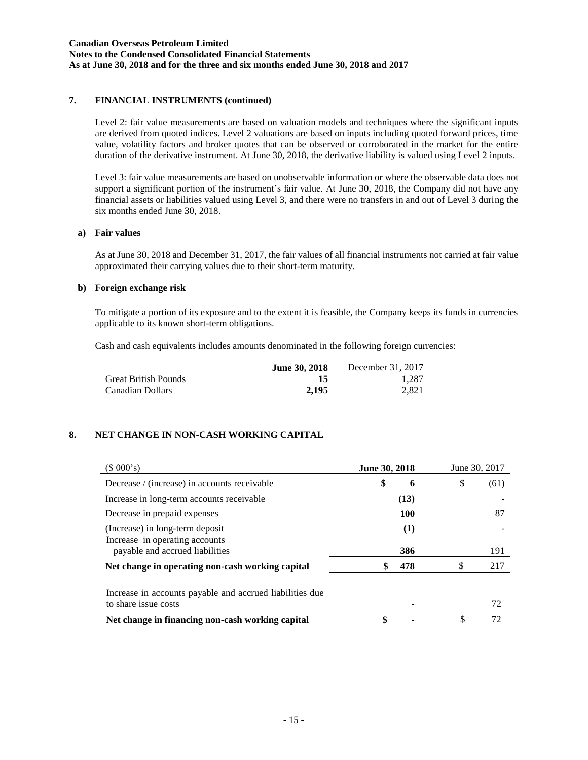## 7. FINANCIAL INSTRUMENTS (continued)

Level 2: fair value measurements are based on valuation models and techniques where the significant inputs are derived from quoted indices. Level 2 valuations are based on inputs including quoted forward prices, time value, volatility factors and broker quotes that can be observed or corroborated in the market for the entire duration of the derivative instrument. At June 30, 2018, the derivative liability is valued using Level 2 inputs.

Level 3: fair value measurements are based on unobservable information or where the observable data does not support a significant portion of the instrument's fair value. At June 30, 2018, the Company did not have any financial assets or liabilities valued using Level 3, and there were no transfers in and out of Level 3 during the six months ended June 30, 2018.

### a) Fair values

As at June 30, 2018 and December 31, 2017, the fair values of all financial instruments not carried at fair value approximated their carrying values due to their short-term maturity.

### b) Foreign exchange risk

To mitigate a portion of its exposure and to the extent it is feasible, the Company keeps its funds in currencies applicable to its known short-term obligations.

Cash and cash equivalents includes amounts denominated in the following foreign currencies:

| | **June 30, 2018** | December 31, 2017 |
|---|---|---|
| Great British Pounds | **15** | 1,287 |
| Canadian Dollars | **2,195** | 2,821 |

## 8. NET CHANGE IN NON-CASH WORKING CAPITAL

| ($ 000's) | **June 30, 2018** | June 30, 2017 |
|---|---|---|
| Decrease / (increase) in accounts receivable | **$ 6** | $ (61) |
| Increase in long-term accounts receivable | **(13)** | - |
| Decrease in prepaid expenses | **100** | 87 |
| (Increase) in long-term deposit | **(1)** | - |
| Increase in operating accounts payable and accrued liabilities | **386** | 191 |
| **Net change in operating non-cash working capital** | **$ 478** | $ 217 |
| Increase in accounts payable and accrued liabilities due to share issue costs | **-** | 72 |
| **Net change in financing non-cash working capital** | **$ -** | $ 72 |